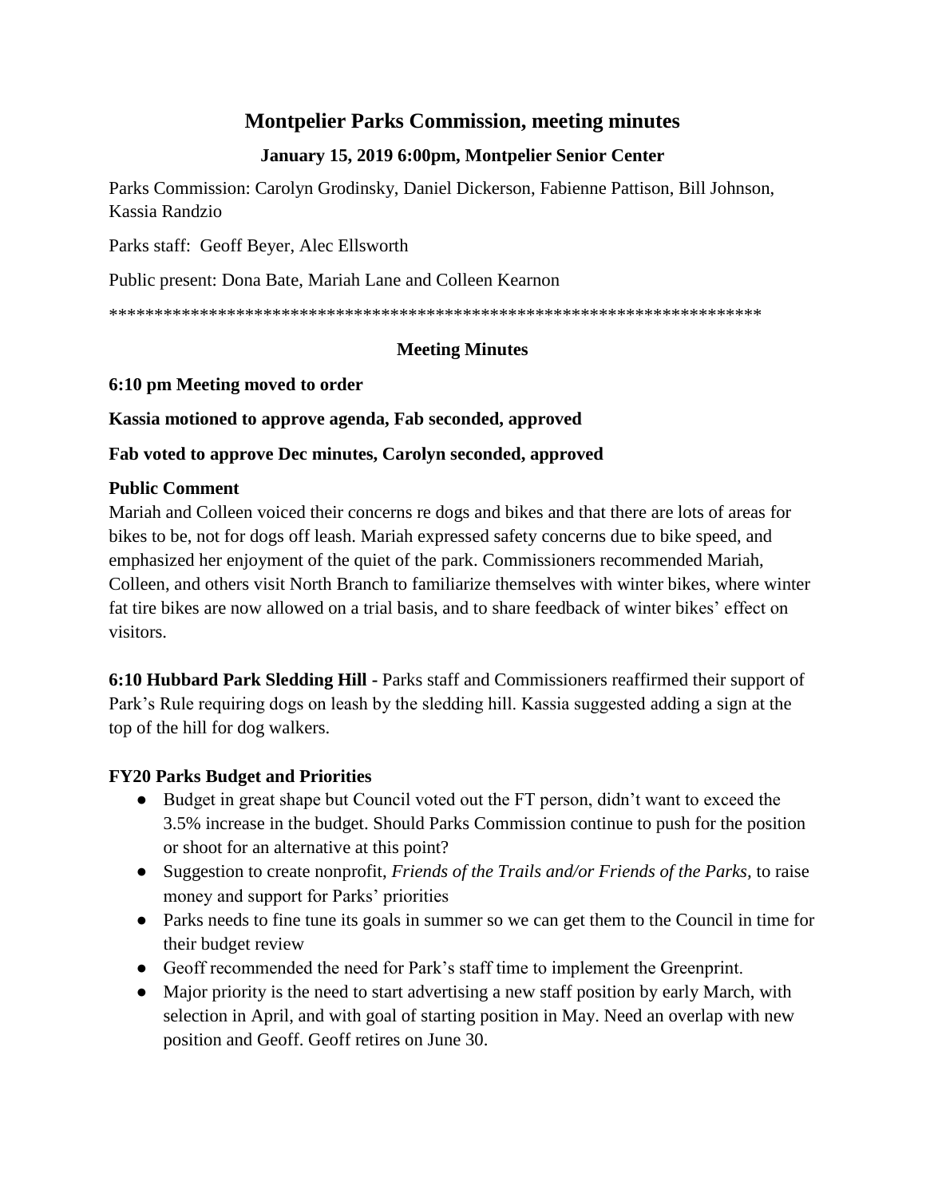# Montpelier Parks Commission, meeting minutes

### January 15, 2019 6:00pm, Montpelier Senior Center

Parks Commission: Carolyn Grodinsky, Daniel Dickerson, Fabienne Pattison, Bill Johnson, Kassia Randzio

Parks staff: Geoff Beyer, Alec Ellsworth

Public present: Dona Bate, Mariah Lane and Colleen Kearnon

**************************************************************************

### Meeting Minutes

**6:10 pm Meeting moved to order**

**Kassia motioned to approve agenda, Fab seconded, approved**

**Fab voted to approve Dec minutes, Carolyn seconded, approved**

**Public Comment**
Mariah and Colleen voiced their concerns re dogs and bikes and that there are lots of areas for bikes to be, not for dogs off leash. Mariah expressed safety concerns due to bike speed, and emphasized her enjoyment of the quiet of the park. Commissioners recommended Mariah, Colleen, and others visit North Branch to familiarize themselves with winter bikes, where winter fat tire bikes are now allowed on a trial basis, and to share feedback of winter bikes' effect on visitors.

**6:10 Hubbard Park Sledding Hill -** Parks staff and Commissioners reaffirmed their support of Park's Rule requiring dogs on leash by the sledding hill. Kassia suggested adding a sign at the top of the hill for dog walkers.

**FY20 Parks Budget and Priorities**

- Budget in great shape but Council voted out the FT person, didn't want to exceed the 3.5% increase in the budget. Should Parks Commission continue to push for the position or shoot for an alternative at this point?
- Suggestion to create nonprofit, *Friends of the Trails and/or Friends of the Parks,* to raise money and support for Parks' priorities
- Parks needs to fine tune its goals in summer so we can get them to the Council in time for their budget review
- Geoff recommended the need for Park's staff time to implement the Greenprint.
- Major priority is the need to start advertising a new staff position by early March, with selection in April, and with goal of starting position in May. Need an overlap with new position and Geoff. Geoff retires on June 30.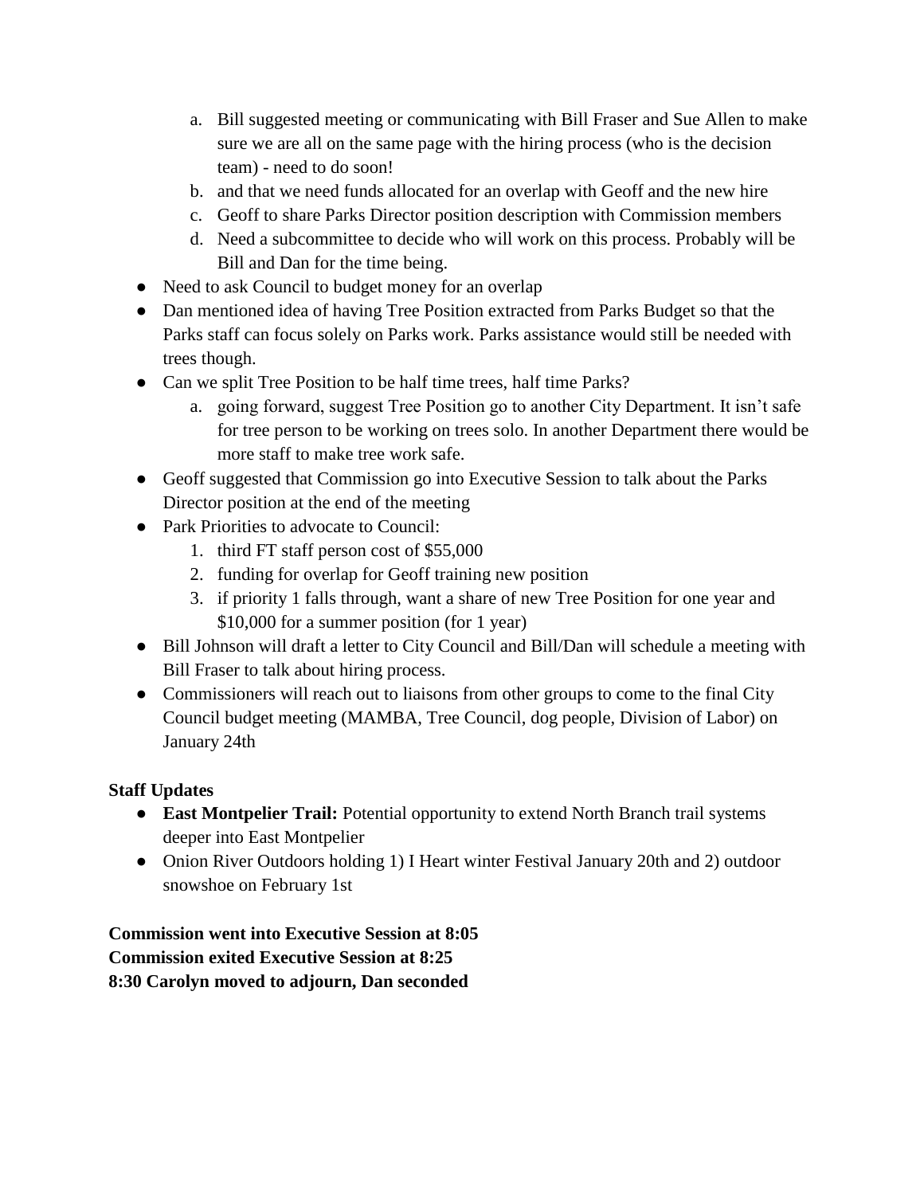a. Bill suggested meeting or communicating with Bill Fraser and Sue Allen to make sure we are all on the same page with the hiring process (who is the decision team) - need to do soon!
   b. and that we need funds allocated for an overlap with Geoff and the new hire
   c. Geoff to share Parks Director position description with Commission members
   d. Need a subcommittee to decide who will work on this process. Probably will be Bill and Dan for the time being.

- Need to ask Council to budget money for an overlap
- Dan mentioned idea of having Tree Position extracted from Parks Budget so that the Parks staff can focus solely on Parks work. Parks assistance would still be needed with trees though.
- Can we split Tree Position to be half time trees, half time Parks?
   a. going forward, suggest Tree Position go to another City Department. It isn't safe for tree person to be working on trees solo. In another Department there would be more staff to make tree work safe.
- Geoff suggested that Commission go into Executive Session to talk about the Parks Director position at the end of the meeting
- Park Priorities to advocate to Council:
   1. third FT staff person cost of $55,000
   2. funding for overlap for Geoff training new position
   3. if priority 1 falls through, want a share of new Tree Position for one year and $10,000 for a summer position (for 1 year)
- Bill Johnson will draft a letter to City Council and Bill/Dan will schedule a meeting with Bill Fraser to talk about hiring process.
- Commissioners will reach out to liaisons from other groups to come to the final City Council budget meeting (MAMBA, Tree Council, dog people, Division of Labor) on January 24th

**Staff Updates**

- **East Montpelier Trail:** Potential opportunity to extend North Branch trail systems deeper into East Montpelier
- Onion River Outdoors holding 1) I Heart winter Festival January 20th and 2) outdoor snowshoe on February 1st

**Commission went into Executive Session at 8:05**
**Commission exited Executive Session at 8:25**
**8:30 Carolyn moved to adjourn, Dan seconded**